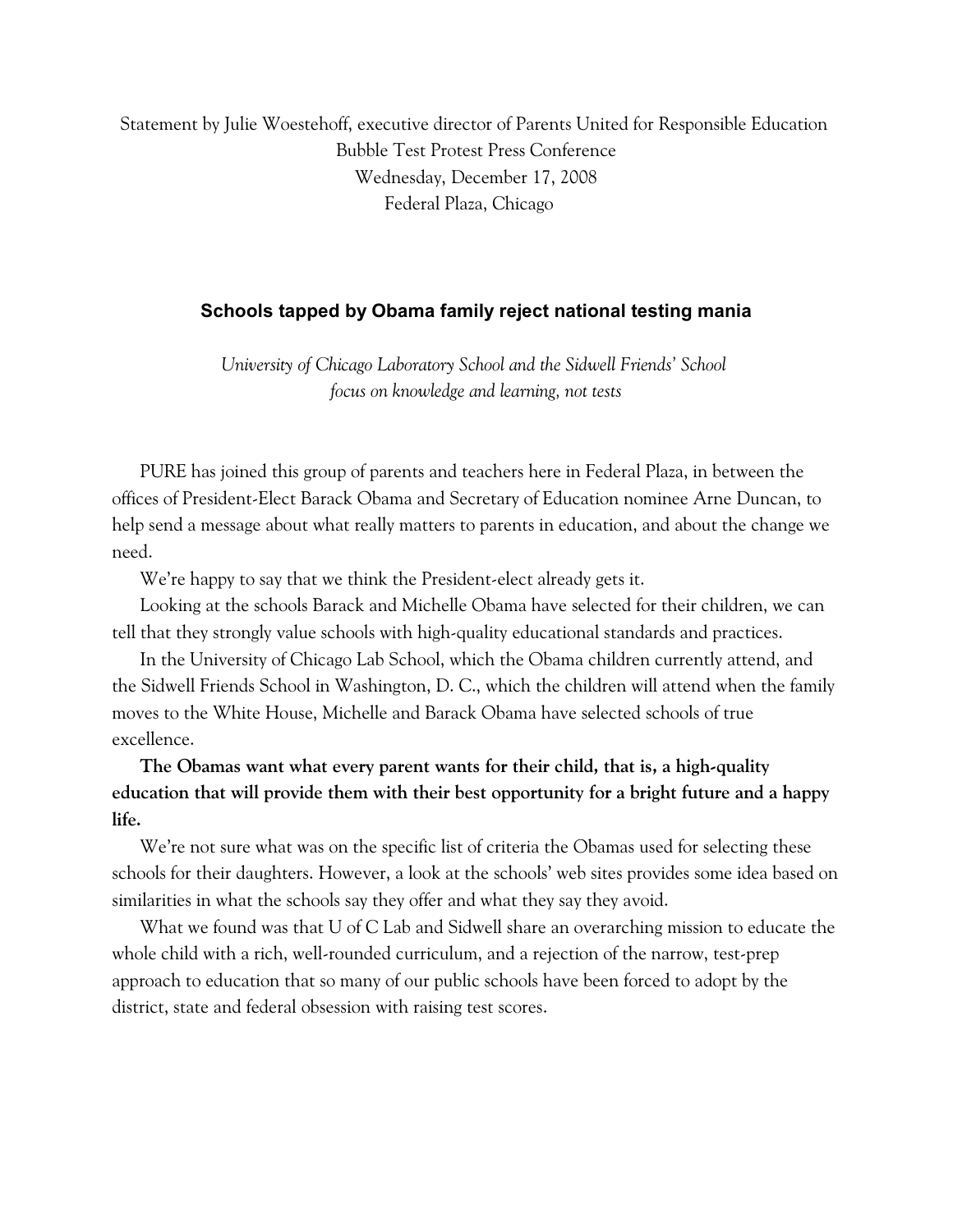Statement by Julie Woestehoff, executive director of Parents United for Responsible Education
Bubble Test Protest Press Conference
Wednesday, December 17, 2008
Federal Plaza, Chicago

## Schools tapped by Obama family reject national testing mania

*University of Chicago Laboratory School and the Sidwell Friends' School focus on knowledge and learning, not tests*

PURE has joined this group of parents and teachers here in Federal Plaza, in between the offices of President-Elect Barack Obama and Secretary of Education nominee Arne Duncan, to help send a message about what really matters to parents in education, and about the change we need.

We're happy to say that we think the President-elect already gets it.

Looking at the schools Barack and Michelle Obama have selected for their children, we can tell that they strongly value schools with high-quality educational standards and practices.

In the University of Chicago Lab School, which the Obama children currently attend, and the Sidwell Friends School in Washington, D. C., which the children will attend when the family moves to the White House, Michelle and Barack Obama have selected schools of true excellence.

**The Obamas want what every parent wants for their child, that is, a high-quality education that will provide them with their best opportunity for a bright future and a happy life.**

We're not sure what was on the specific list of criteria the Obamas used for selecting these schools for their daughters. However, a look at the schools' web sites provides some idea based on similarities in what the schools say they offer and what they say they avoid.

What we found was that U of C Lab and Sidwell share an overarching mission to educate the whole child with a rich, well-rounded curriculum, and a rejection of the narrow, test-prep approach to education that so many of our public schools have been forced to adopt by the district, state and federal obsession with raising test scores.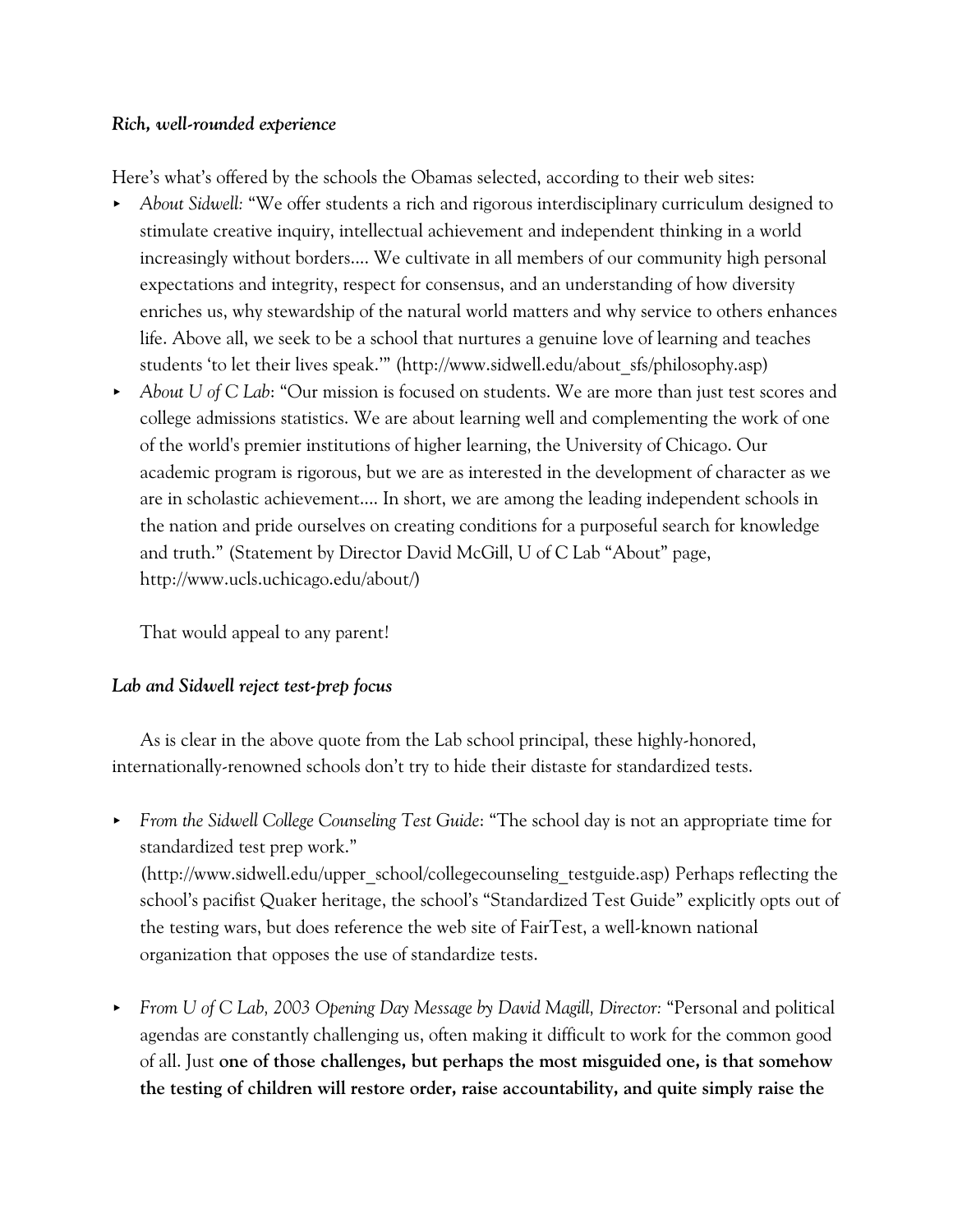***Rich, well-rounded experience***

Here's what's offered by the schools the Obamas selected, according to their web sites:

- *About Sidwell:* "We offer students a rich and rigorous interdisciplinary curriculum designed to stimulate creative inquiry, intellectual achievement and independent thinking in a world increasingly without borders…. We cultivate in all members of our community high personal expectations and integrity, respect for consensus, and an understanding of how diversity enriches us, why stewardship of the natural world matters and why service to others enhances life. Above all, we seek to be a school that nurtures a genuine love of learning and teaches students 'to let their lives speak.'" (http://www.sidwell.edu/about_sfs/philosophy.asp)
- *About U of C Lab*: "Our mission is focused on students. We are more than just test scores and college admissions statistics. We are about learning well and complementing the work of one of the world's premier institutions of higher learning, the University of Chicago. Our academic program is rigorous, but we are as interested in the development of character as we are in scholastic achievement…. In short, we are among the leading independent schools in the nation and pride ourselves on creating conditions for a purposeful search for knowledge and truth." (Statement by Director David McGill, U of C Lab "About" page, http://www.ucls.uchicago.edu/about/)

That would appeal to any parent!

***Lab and Sidwell reject test-prep focus***

As is clear in the above quote from the Lab school principal, these highly-honored, internationally-renowned schools don't try to hide their distaste for standardized tests.

- *From the Sidwell College Counseling Test Guide*: "The school day is not an appropriate time for standardized test prep work." (http://www.sidwell.edu/upper_school/collegecounseling_testguide.asp) Perhaps reflecting the school's pacifist Quaker heritage, the school's "Standardized Test Guide" explicitly opts out of the testing wars, but does reference the web site of FairTest, a well-known national organization that opposes the use of standardize tests.
- *From U of C Lab, 2003 Opening Day Message by David Magill, Director:* "Personal and political agendas are constantly challenging us, often making it difficult to work for the common good of all. Just **one of those challenges, but perhaps the most misguided one, is that somehow the testing of children will restore order, raise accountability, and quite simply raise the**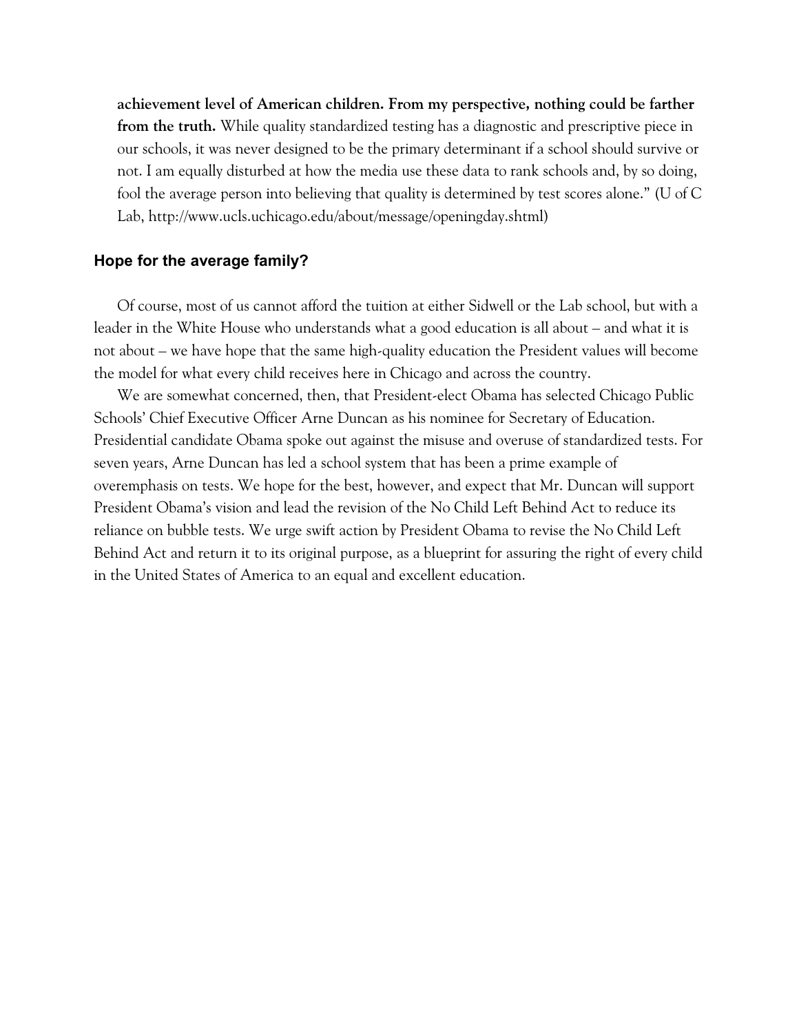**achievement level of American children. From my perspective, nothing could be farther from the truth.** While quality standardized testing has a diagnostic and prescriptive piece in our schools, it was never designed to be the primary determinant if a school should survive or not. I am equally disturbed at how the media use these data to rank schools and, by so doing, fool the average person into believing that quality is determined by test scores alone." (U of C Lab, http://www.ucls.uchicago.edu/about/message/openingday.shtml)

## Hope for the average family?

Of course, most of us cannot afford the tuition at either Sidwell or the Lab school, but with a leader in the White House who understands what a good education is all about – and what it is not about – we have hope that the same high-quality education the President values will become the model for what every child receives here in Chicago and across the country.

We are somewhat concerned, then, that President-elect Obama has selected Chicago Public Schools' Chief Executive Officer Arne Duncan as his nominee for Secretary of Education. Presidential candidate Obama spoke out against the misuse and overuse of standardized tests. For seven years, Arne Duncan has led a school system that has been a prime example of overemphasis on tests. We hope for the best, however, and expect that Mr. Duncan will support President Obama's vision and lead the revision of the No Child Left Behind Act to reduce its reliance on bubble tests. We urge swift action by President Obama to revise the No Child Left Behind Act and return it to its original purpose, as a blueprint for assuring the right of every child in the United States of America to an equal and excellent education.